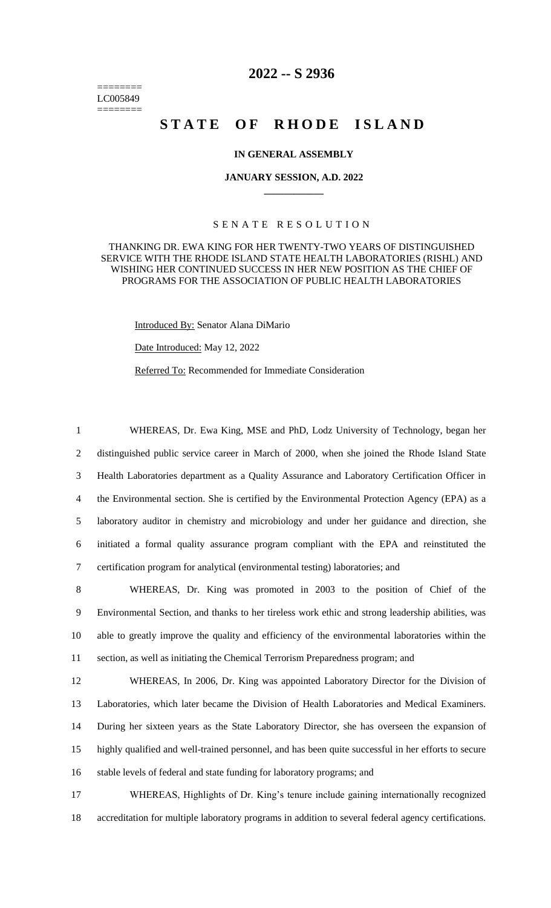========
LC005849
========

# 2022 -- S 2936

# STATE OF RHODE ISLAND

### IN GENERAL ASSEMBLY

### JANUARY SESSION, A.D. 2022

SENATE RESOLUTION

THANKING DR. EWA KING FOR HER TWENTY-TWO YEARS OF DISTINGUISHED SERVICE WITH THE RHODE ISLAND STATE HEALTH LABORATORIES (RISHL) AND WISHING HER CONTINUED SUCCESS IN HER NEW POSITION AS THE CHIEF OF PROGRAMS FOR THE ASSOCIATION OF PUBLIC HEALTH LABORATORIES

Introduced By: Senator Alana DiMario

Date Introduced: May 12, 2022

Referred To: Recommended for Immediate Consideration

WHEREAS, Dr. Ewa King, MSE and PhD, Lodz University of Technology, began her distinguished public service career in March of 2000, when she joined the Rhode Island State Health Laboratories department as a Quality Assurance and Laboratory Certification Officer in the Environmental section. She is certified by the Environmental Protection Agency (EPA) as a laboratory auditor in chemistry and microbiology and under her guidance and direction, she initiated a formal quality assurance program compliant with the EPA and reinstituted the certification program for analytical (environmental testing) laboratories; and

WHEREAS, Dr. King was promoted in 2003 to the position of Chief of the Environmental Section, and thanks to her tireless work ethic and strong leadership abilities, was able to greatly improve the quality and efficiency of the environmental laboratories within the section, as well as initiating the Chemical Terrorism Preparedness program; and

WHEREAS, In 2006, Dr. King was appointed Laboratory Director for the Division of Laboratories, which later became the Division of Health Laboratories and Medical Examiners. During her sixteen years as the State Laboratory Director, she has overseen the expansion of highly qualified and well-trained personnel, and has been quite successful in her efforts to secure stable levels of federal and state funding for laboratory programs; and

WHEREAS, Highlights of Dr. King's tenure include gaining internationally recognized accreditation for multiple laboratory programs in addition to several federal agency certifications.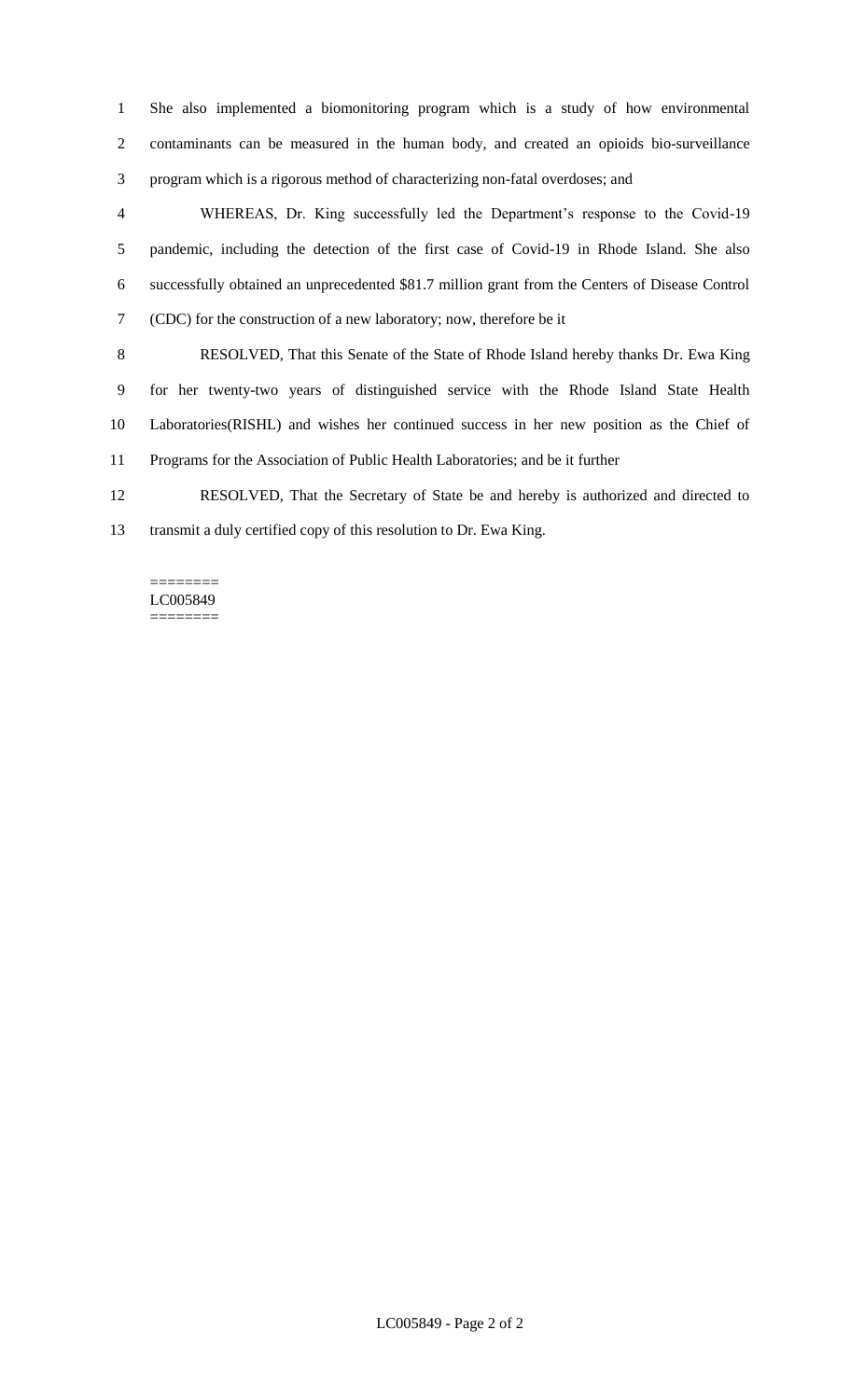She also implemented a biomonitoring program which is a study of how environmental contaminants can be measured in the human body, and created an opioids bio-surveillance program which is a rigorous method of characterizing non-fatal overdoses; and

WHEREAS, Dr. King successfully led the Department's response to the Covid-19 pandemic, including the detection of the first case of Covid-19 in Rhode Island. She also successfully obtained an unprecedented $81.7 million grant from the Centers of Disease Control (CDC) for the construction of a new laboratory; now, therefore be it

RESOLVED, That this Senate of the State of Rhode Island hereby thanks Dr. Ewa King for her twenty-two years of distinguished service with the Rhode Island State Health Laboratories(RISHL) and wishes her continued success in her new position as the Chief of Programs for the Association of Public Health Laboratories; and be it further

RESOLVED, That the Secretary of State be and hereby is authorized and directed to transmit a duly certified copy of this resolution to Dr. Ewa King.

========
LC005849
========